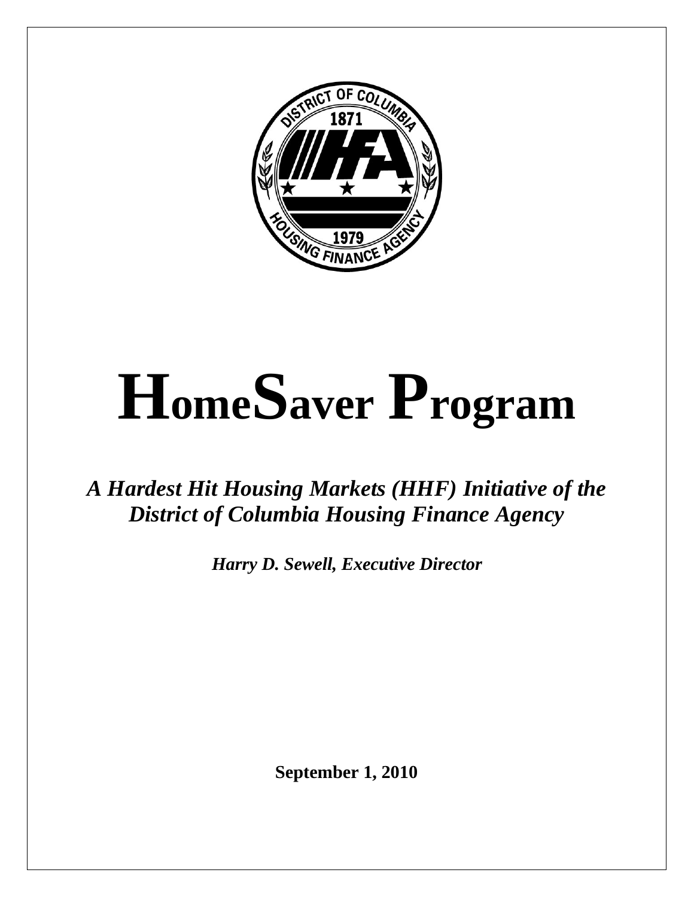# HomeSaver Program

***A Hardest Hit Housing Markets (HHF) Initiative of the District of Columbia Housing Finance Agency***

***Harry D. Sewell, Executive Director***

**September 1, 2010**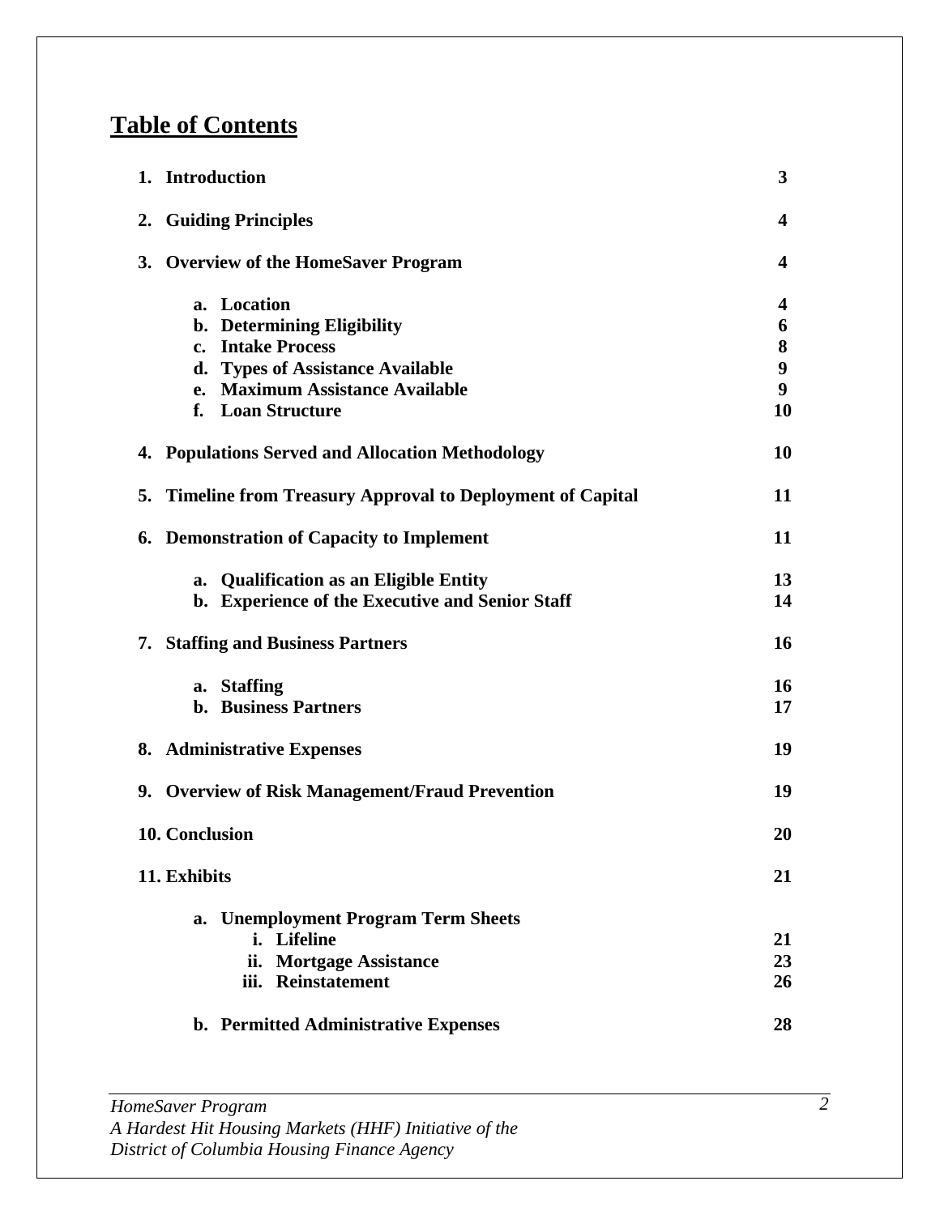# Table of Contents

| | |
|---|---|
| **1. Introduction** | **3** |
| **2. Guiding Principles** | **4** |
| **3. Overview of the HomeSaver Program** | **4** |
| &nbsp;&nbsp;&nbsp;&nbsp;**a. Location** | **4** |
| &nbsp;&nbsp;&nbsp;&nbsp;**b. Determining Eligibility** | **6** |
| &nbsp;&nbsp;&nbsp;&nbsp;**c. Intake Process** | **8** |
| &nbsp;&nbsp;&nbsp;&nbsp;**d. Types of Assistance Available** | **9** |
| &nbsp;&nbsp;&nbsp;&nbsp;**e. Maximum Assistance Available** | **9** |
| &nbsp;&nbsp;&nbsp;&nbsp;**f. Loan Structure** | **10** |
| **4. Populations Served and Allocation Methodology** | **10** |
| **5. Timeline from Treasury Approval to Deployment of Capital** | **11** |
| **6. Demonstration of Capacity to Implement** | **11** |
| &nbsp;&nbsp;&nbsp;&nbsp;**a. Qualification as an Eligible Entity** | **13** |
| &nbsp;&nbsp;&nbsp;&nbsp;**b. Experience of the Executive and Senior Staff** | **14** |
| **7. Staffing and Business Partners** | **16** |
| &nbsp;&nbsp;&nbsp;&nbsp;**a. Staffing** | **16** |
| &nbsp;&nbsp;&nbsp;&nbsp;**b. Business Partners** | **17** |
| **8. Administrative Expenses** | **19** |
| **9. Overview of Risk Management/Fraud Prevention** | **19** |
| **10. Conclusion** | **20** |
| **11. Exhibits** | **21** |
| &nbsp;&nbsp;&nbsp;&nbsp;**a. Unemployment Program Term Sheets** | |
| &nbsp;&nbsp;&nbsp;&nbsp;&nbsp;&nbsp;&nbsp;&nbsp;**i. Lifeline** | **21** |
| &nbsp;&nbsp;&nbsp;&nbsp;&nbsp;&nbsp;&nbsp;&nbsp;**ii. Mortgage Assistance** | **23** |
| &nbsp;&nbsp;&nbsp;&nbsp;&nbsp;&nbsp;&nbsp;&nbsp;**iii. Reinstatement** | **26** |
| &nbsp;&nbsp;&nbsp;&nbsp;**b. Permitted Administrative Expenses** | **28** |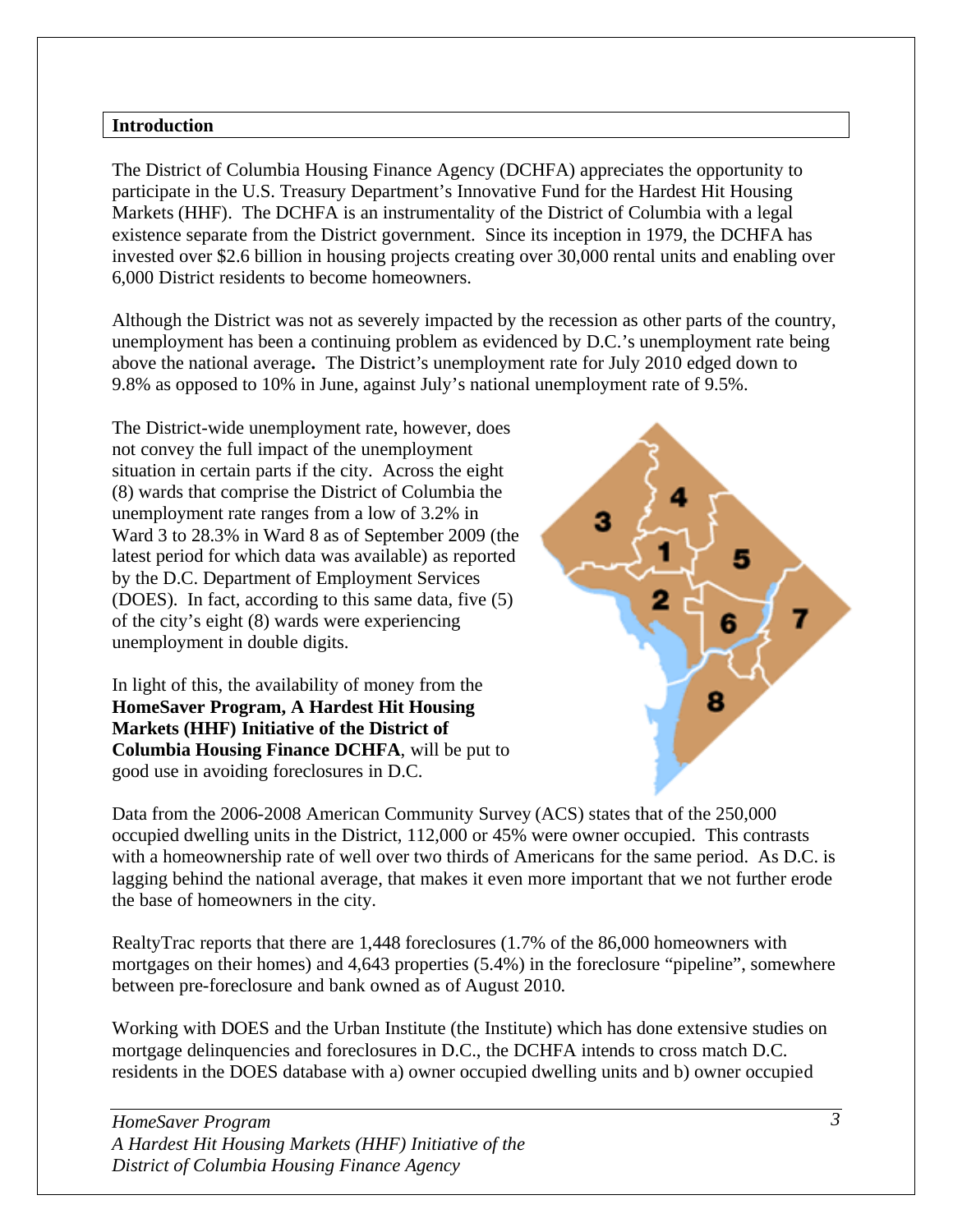## Introduction

The District of Columbia Housing Finance Agency (DCHFA) appreciates the opportunity to participate in the U.S. Treasury Department's Innovative Fund for the Hardest Hit Housing Markets (HHF). The DCHFA is an instrumentality of the District of Columbia with a legal existence separate from the District government. Since its inception in 1979, the DCHFA has invested over $2.6 billion in housing projects creating over 30,000 rental units and enabling over 6,000 District residents to become homeowners.

Although the District was not as severely impacted by the recession as other parts of the country, unemployment has been a continuing problem as evidenced by D.C.'s unemployment rate being above the national average**.** The District's unemployment rate for July 2010 edged down to 9.8% as opposed to 10% in June, against July's national unemployment rate of 9.5%.

The District-wide unemployment rate, however, does not convey the full impact of the unemployment situation in certain parts if the city. Across the eight (8) wards that comprise the District of Columbia the unemployment rate ranges from a low of 3.2% in Ward 3 to 28.3% in Ward 8 as of September 2009 (the latest period for which data was available) as reported by the D.C. Department of Employment Services (DOES). In fact, according to this same data, five (5) of the city's eight (8) wards were experiencing unemployment in double digits.

In light of this, the availability of money from the **HomeSaver Program, A Hardest Hit Housing Markets (HHF) Initiative of the District of Columbia Housing Finance DCHFA**, will be put to good use in avoiding foreclosures in D.C.

Data from the 2006-2008 American Community Survey (ACS) states that of the 250,000 occupied dwelling units in the District, 112,000 or 45% were owner occupied. This contrasts with a homeownership rate of well over two thirds of Americans for the same period. As D.C. is lagging behind the national average, that makes it even more important that we not further erode the base of homeowners in the city.

RealtyTrac reports that there are 1,448 foreclosures (1.7% of the 86,000 homeowners with mortgages on their homes) and 4,643 properties (5.4%) in the foreclosure "pipeline", somewhere between pre-foreclosure and bank owned as of August 2010.

Working with DOES and the Urban Institute (the Institute) which has done extensive studies on mortgage delinquencies and foreclosures in D.C., the DCHFA intends to cross match D.C. residents in the DOES database with a) owner occupied dwelling units and b) owner occupied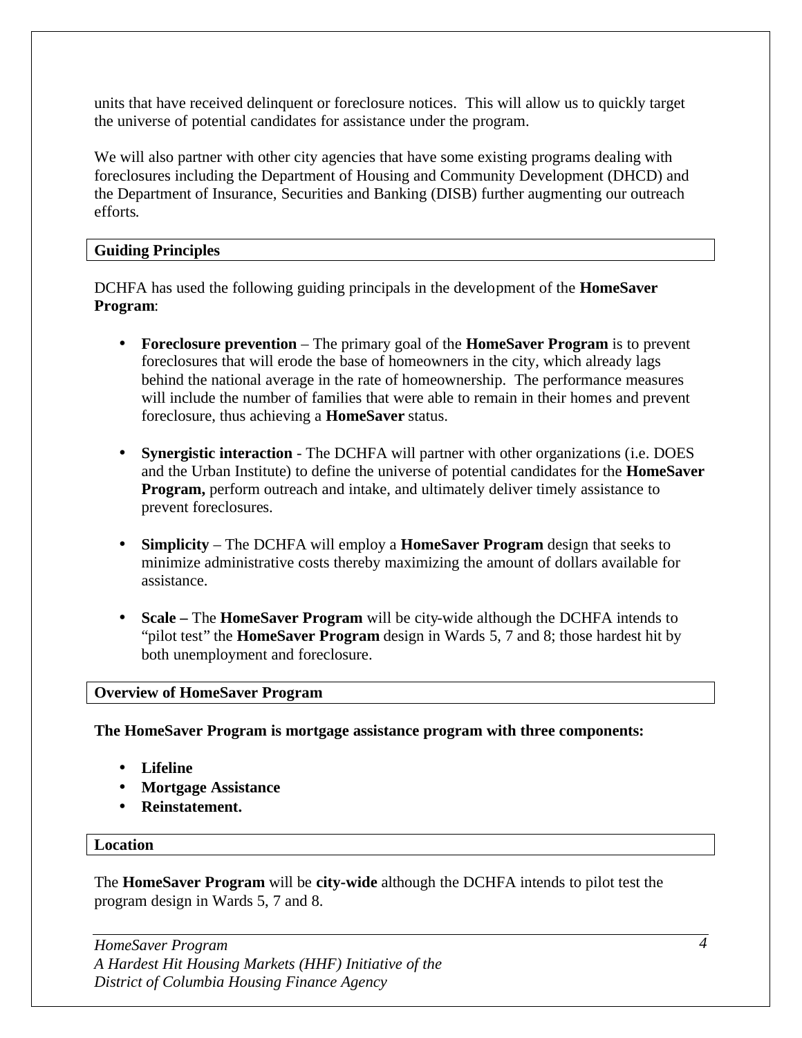units that have received delinquent or foreclosure notices. This will allow us to quickly target the universe of potential candidates for assistance under the program.

We will also partner with other city agencies that have some existing programs dealing with foreclosures including the Department of Housing and Community Development (DHCD) and the Department of Insurance, Securities and Banking (DISB) further augmenting our outreach efforts.

## Guiding Principles

DCHFA has used the following guiding principals in the development of the **HomeSaver Program**:

- **Foreclosure prevention** – The primary goal of the **HomeSaver Program** is to prevent foreclosures that will erode the base of homeowners in the city, which already lags behind the national average in the rate of homeownership. The performance measures will include the number of families that were able to remain in their homes and prevent foreclosure, thus achieving a **HomeSaver** status.
- **Synergistic interaction** - The DCHFA will partner with other organizations (i.e. DOES and the Urban Institute) to define the universe of potential candidates for the **HomeSaver Program,** perform outreach and intake, and ultimately deliver timely assistance to prevent foreclosures.
- **Simplicity** – The DCHFA will employ a **HomeSaver Program** design that seeks to minimize administrative costs thereby maximizing the amount of dollars available for assistance.
- **Scale –** The **HomeSaver Program** will be city-wide although the DCHFA intends to "pilot test" the **HomeSaver Program** design in Wards 5, 7 and 8; those hardest hit by both unemployment and foreclosure.

## Overview of HomeSaver Program

**The HomeSaver Program is mortgage assistance program with three components:**

- **Lifeline**
- **Mortgage Assistance**
- **Reinstatement.**

## Location

The **HomeSaver Program** will be **city-wide** although the DCHFA intends to pilot test the program design in Wards 5, 7 and 8.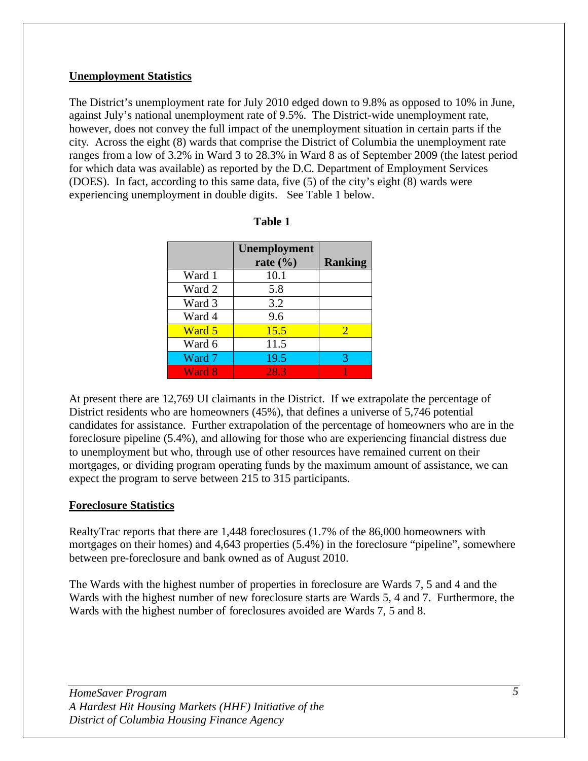## Unemployment Statistics

The District's unemployment rate for July 2010 edged down to 9.8% as opposed to 10% in June, against July's national unemployment rate of 9.5%. The District-wide unemployment rate, however, does not convey the full impact of the unemployment situation in certain parts if the city. Across the eight (8) wards that comprise the District of Columbia the unemployment rate ranges from a low of 3.2% in Ward 3 to 28.3% in Ward 8 as of September 2009 (the latest period for which data was available) as reported by the D.C. Department of Employment Services (DOES). In fact, according to this same data, five (5) of the city's eight (8) wards were experiencing unemployment in double digits. See Table 1 below.

**Table 1**

| | Unemployment rate (%) | Ranking |
|---|---|---|
| Ward 1 | 10.1 | |
| Ward 2 | 5.8 | |
| Ward 3 | 3.2 | |
| Ward 4 | 9.6 | |
| Ward 5 | 15.5 | 2 |
| Ward 6 | 11.5 | |
| Ward 7 | 19.5 | 3 |
| Ward 8 | 28.3 | 1 |

At present there are 12,769 UI claimants in the District. If we extrapolate the percentage of District residents who are homeowners (45%), that defines a universe of 5,746 potential candidates for assistance. Further extrapolation of the percentage of homeowners who are in the foreclosure pipeline (5.4%), and allowing for those who are experiencing financial distress due to unemployment but who, through use of other resources have remained current on their mortgages, or dividing program operating funds by the maximum amount of assistance, we can expect the program to serve between 215 to 315 participants.

## Foreclosure Statistics

RealtyTrac reports that there are 1,448 foreclosures (1.7% of the 86,000 homeowners with mortgages on their homes) and 4,643 properties (5.4%) in the foreclosure "pipeline", somewhere between pre-foreclosure and bank owned as of August 2010.

The Wards with the highest number of properties in foreclosure are Wards 7, 5 and 4 and the Wards with the highest number of new foreclosure starts are Wards 5, 4 and 7. Furthermore, the Wards with the highest number of foreclosures avoided are Wards 7, 5 and 8.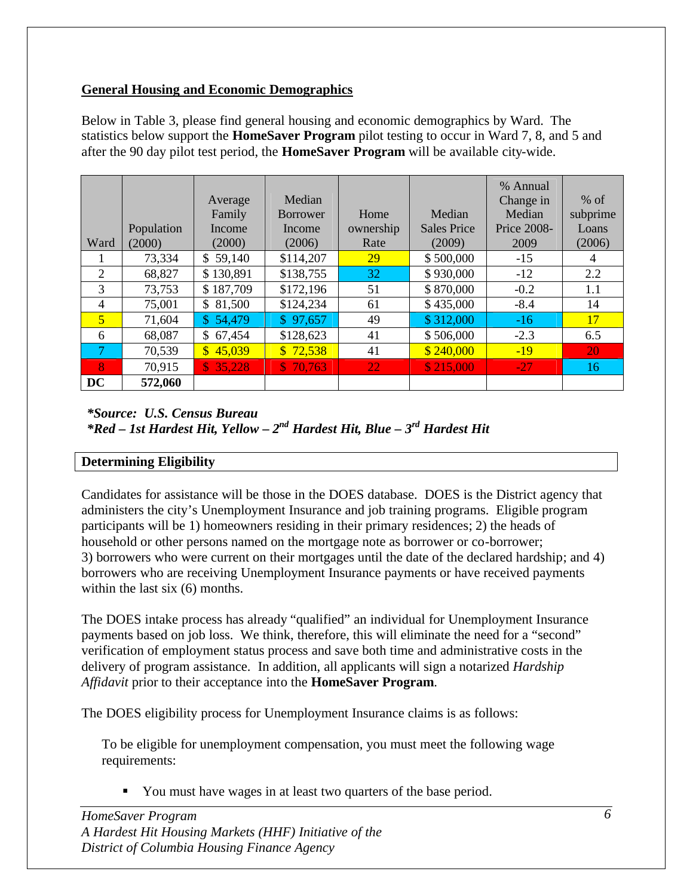## General Housing and Economic Demographics

Below in Table 3, please find general housing and economic demographics by Ward. The statistics below support the **HomeSaver Program** pilot testing to occur in Ward 7, 8, and 5 and after the 90 day pilot test period, the **HomeSaver Program** will be available city-wide.

| Ward | Population (2000) | Average Family Income (2000) | Median Borrower Income (2006) | Home ownership Rate | Median Sales Price (2009) | % Annual Change in Median Price 2008-2009 | % of subprime Loans (2006) |
|---|---|---|---|---|---|---|---|
| 1 | 73,334 | $ 59,140 | $114,207 | 29 | $ 500,000 | -15 | 4 |
| 2 | 68,827 | $ 130,891 | $138,755 | 32 | $ 930,000 | -12 | 2.2 |
| 3 | 73,753 | $ 187,709 | $172,196 | 51 | $ 870,000 | -0.2 | 1.1 |
| 4 | 75,001 | $ 81,500 | $124,234 | 61 | $ 435,000 | -8.4 | 14 |
| 5 | 71,604 | $ 54,479 | $ 97,657 | 49 | $ 312,000 | -16 | 17 |
| 6 | 68,087 | $ 67,454 | $128,623 | 41 | $ 506,000 | -2.3 | 6.5 |
| 7 | 70,539 | $ 45,039 | $ 72,538 | 41 | $ 240,000 | -19 | 20 |
| 8 | 70,915 | $ 35,228 | $ 70,763 | 22 | $ 215,000 | -27 | 16 |
| **DC** | **572,060** | | | | | | |

***Source: U.S. Census Bureau***
***Red – 1st Hardest Hit, Yellow – 2nd Hardest Hit, Blue – 3rd Hardest Hit***

## Determining Eligibility

Candidates for assistance will be those in the DOES database. DOES is the District agency that administers the city's Unemployment Insurance and job training programs. Eligible program participants will be 1) homeowners residing in their primary residences; 2) the heads of household or other persons named on the mortgage note as borrower or co-borrower; 3) borrowers who were current on their mortgages until the date of the declared hardship; and 4) borrowers who are receiving Unemployment Insurance payments or have received payments within the last six (6) months.

The DOES intake process has already "qualified" an individual for Unemployment Insurance payments based on job loss. We think, therefore, this will eliminate the need for a "second" verification of employment status process and save both time and administrative costs in the delivery of program assistance. In addition, all applicants will sign a notarized *Hardship Affidavit* prior to their acceptance into the **HomeSaver Program**.

The DOES eligibility process for Unemployment Insurance claims is as follows:

To be eligible for unemployment compensation, you must meet the following wage requirements:

- You must have wages in at least two quarters of the base period.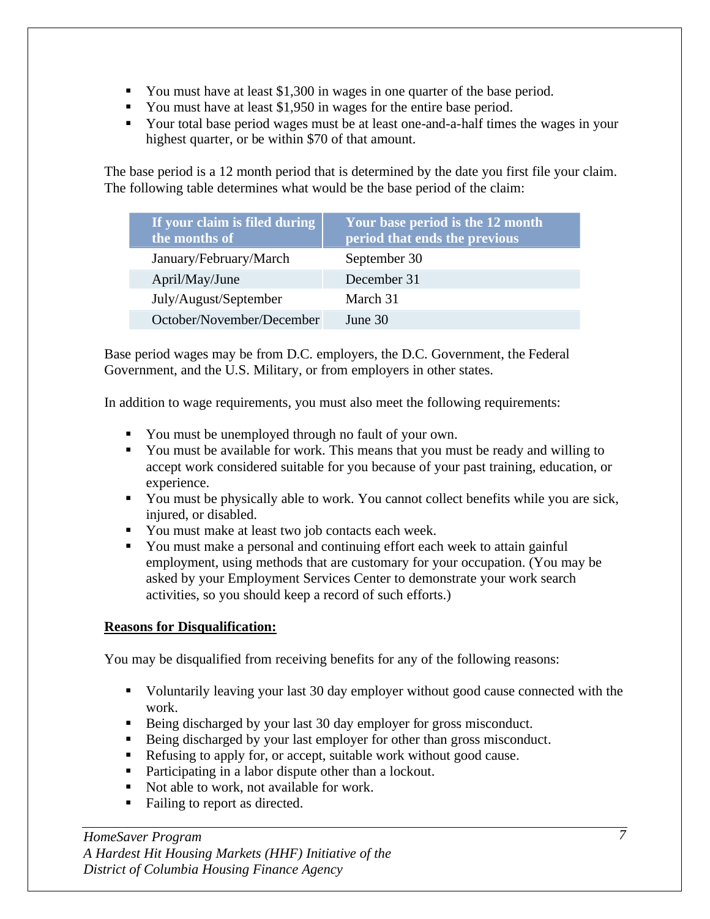- You must have at least $1,300 in wages in one quarter of the base period.
- You must have at least $1,950 in wages for the entire base period.
- Your total base period wages must be at least one-and-a-half times the wages in your highest quarter, or be within $70 of that amount.

The base period is a 12 month period that is determined by the date you first file your claim. The following table determines what would be the base period of the claim:

| If your claim is filed during the months of | Your base period is the 12 month period that ends the previous |
|---|---|
| January/February/March | September 30 |
| April/May/June | December 31 |
| July/August/September | March 31 |
| October/November/December | June 30 |

Base period wages may be from D.C. employers, the D.C. Government, the Federal Government, and the U.S. Military, or from employers in other states.

In addition to wage requirements, you must also meet the following requirements:

- You must be unemployed through no fault of your own.
- You must be available for work. This means that you must be ready and willing to accept work considered suitable for you because of your past training, education, or experience.
- You must be physically able to work. You cannot collect benefits while you are sick, injured, or disabled.
- You must make at least two job contacts each week.
- You must make a personal and continuing effort each week to attain gainful employment, using methods that are customary for your occupation. (You may be asked by your Employment Services Center to demonstrate your work search activities, so you should keep a record of such efforts.)

**Reasons for Disqualification:**

You may be disqualified from receiving benefits for any of the following reasons:

- Voluntarily leaving your last 30 day employer without good cause connected with the work.
- Being discharged by your last 30 day employer for gross misconduct.
- Being discharged by your last employer for other than gross misconduct.
- Refusing to apply for, or accept, suitable work without good cause.
- Participating in a labor dispute other than a lockout.
- Not able to work, not available for work.
- Failing to report as directed.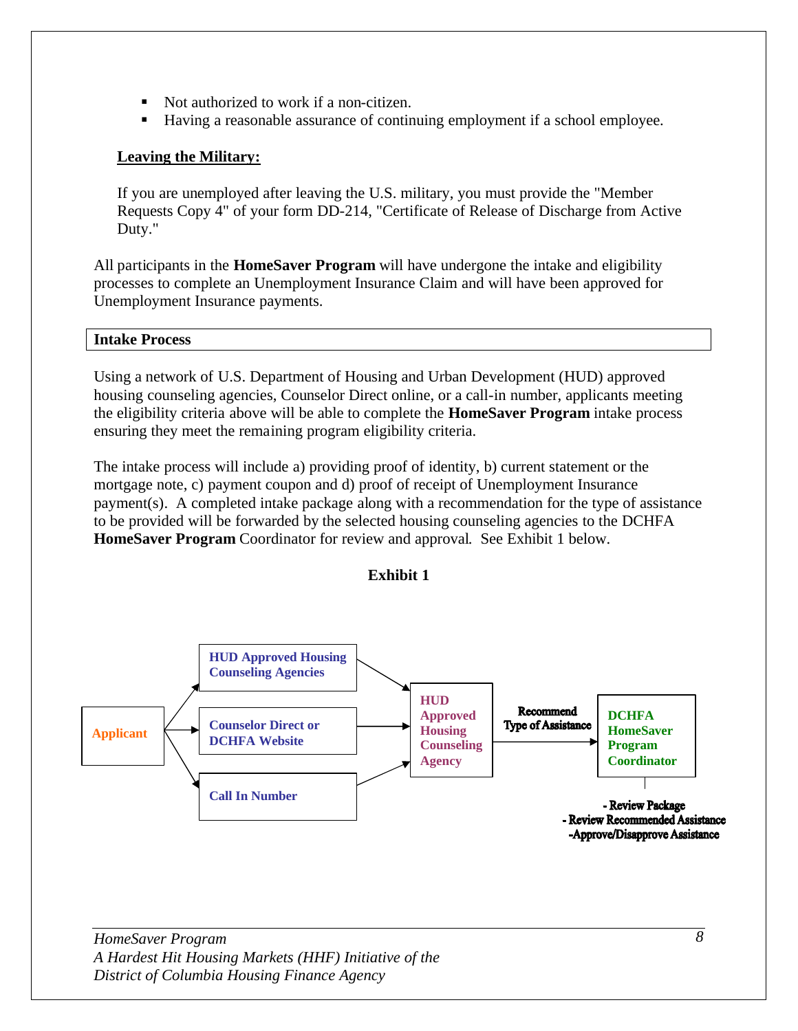- Not authorized to work if a non-citizen.
- Having a reasonable assurance of continuing employment if a school employee.

**Leaving the Military:**

If you are unemployed after leaving the U.S. military, you must provide the "Member Requests Copy 4" of your form DD-214, "Certificate of Release of Discharge from Active Duty."

All participants in the **HomeSaver Program** will have undergone the intake and eligibility processes to complete an Unemployment Insurance Claim and will have been approved for Unemployment Insurance payments.

## Intake Process

Using a network of U.S. Department of Housing and Urban Development (HUD) approved housing counseling agencies, Counselor Direct online, or a call-in number, applicants meeting the eligibility criteria above will be able to complete the **HomeSaver Program** intake process ensuring they meet the remaining program eligibility criteria.

The intake process will include a) providing proof of identity, b) current statement or the mortgage note, c) payment coupon and d) proof of receipt of Unemployment Insurance payment(s). A completed intake package along with a recommendation for the type of assistance to be provided will be forwarded by the selected housing counseling agencies to the DCHFA **HomeSaver Program** Coordinator for review and approval. See Exhibit 1 below.

**Exhibit 1**

Applicant → HUD Approved Housing Counseling Agencies / Counselor Direct or DCHFA Website / Call In Number → HUD Approved Housing Counseling Agency → Recommend Type of Assistance → DCHFA HomeSaver Program Coordinator

- Review Package
- Review Recommended Assistance
- Approve/Disapprove Assistance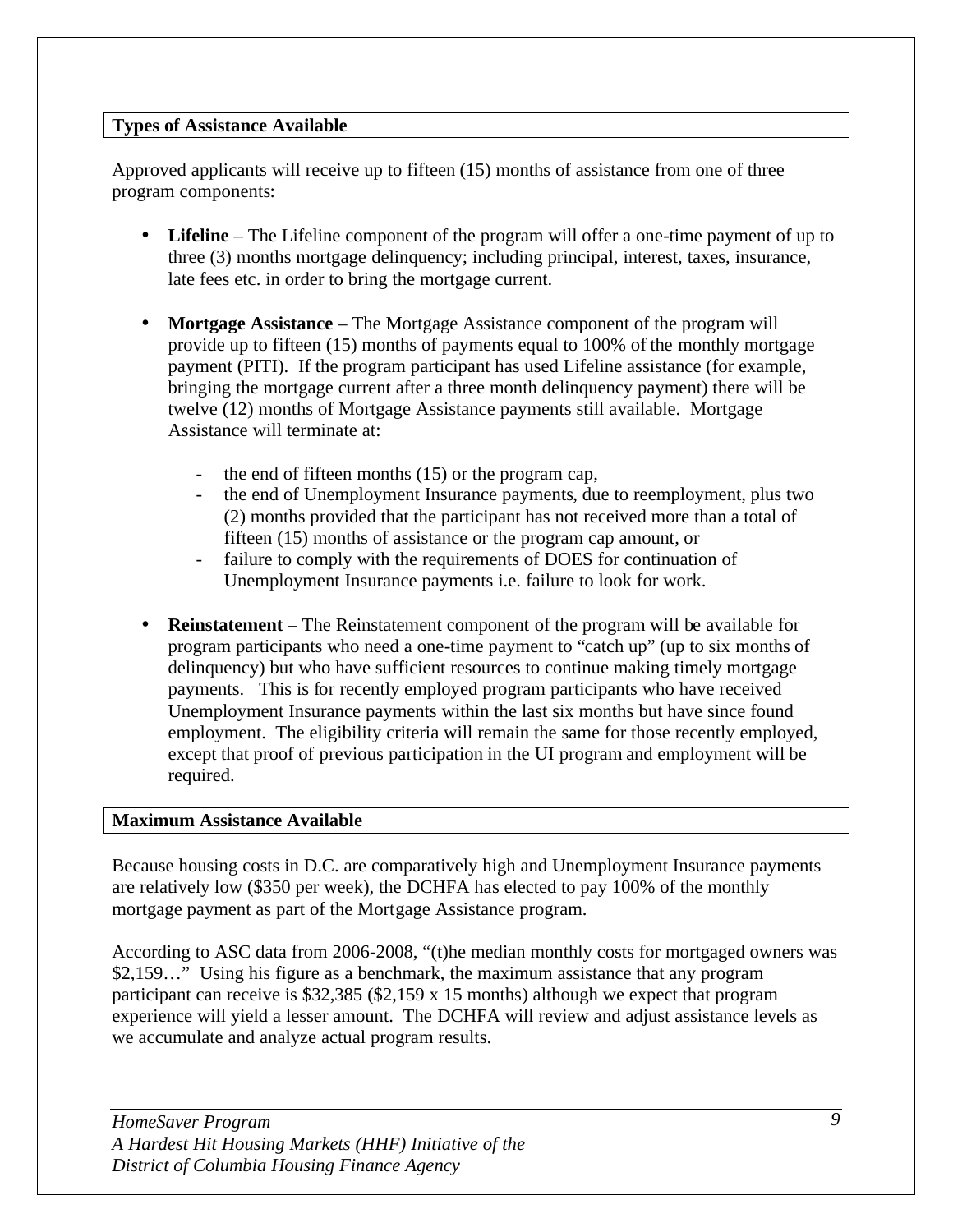## Types of Assistance Available

Approved applicants will receive up to fifteen (15) months of assistance from one of three program components:

- **Lifeline** – The Lifeline component of the program will offer a one-time payment of up to three (3) months mortgage delinquency; including principal, interest, taxes, insurance, late fees etc. in order to bring the mortgage current.

- **Mortgage Assistance** – The Mortgage Assistance component of the program will provide up to fifteen (15) months of payments equal to 100% of the monthly mortgage payment (PITI). If the program participant has used Lifeline assistance (for example, bringing the mortgage current after a three month delinquency payment) there will be twelve (12) months of Mortgage Assistance payments still available. Mortgage Assistance will terminate at:

  - the end of fifteen months (15) or the program cap,
  - the end of Unemployment Insurance payments, due to reemployment, plus two (2) months provided that the participant has not received more than a total of fifteen (15) months of assistance or the program cap amount, or
  - failure to comply with the requirements of DOES for continuation of Unemployment Insurance payments i.e. failure to look for work.

- **Reinstatement** – The Reinstatement component of the program will be available for program participants who need a one-time payment to "catch up" (up to six months of delinquency) but who have sufficient resources to continue making timely mortgage payments. This is for recently employed program participants who have received Unemployment Insurance payments within the last six months but have since found employment. The eligibility criteria will remain the same for those recently employed, except that proof of previous participation in the UI program and employment will be required.

## Maximum Assistance Available

Because housing costs in D.C. are comparatively high and Unemployment Insurance payments are relatively low ($350 per week), the DCHFA has elected to pay 100% of the monthly mortgage payment as part of the Mortgage Assistance program.

According to ASC data from 2006-2008, "(t)he median monthly costs for mortgaged owners was $2,159…" Using his figure as a benchmark, the maximum assistance that any program participant can receive is $32,385 ($2,159 x 15 months) although we expect that program experience will yield a lesser amount. The DCHFA will review and adjust assistance levels as we accumulate and analyze actual program results.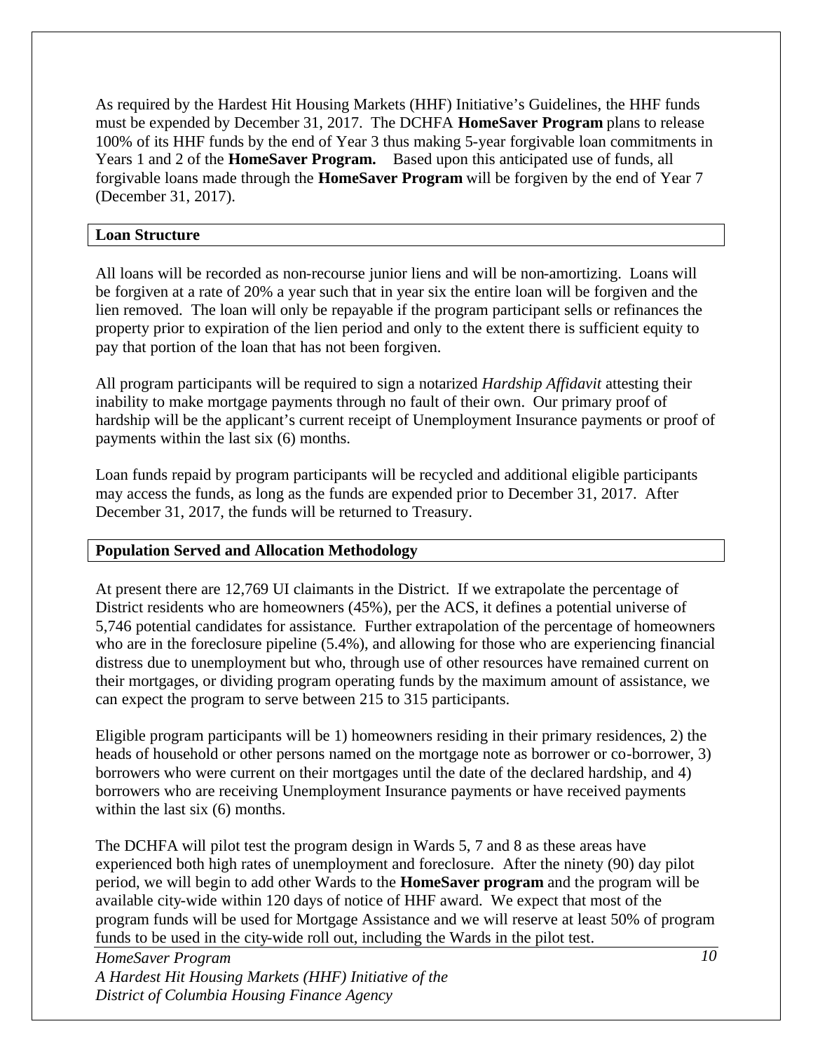As required by the Hardest Hit Housing Markets (HHF) Initiative's Guidelines, the HHF funds must be expended by December 31, 2017. The DCHFA **HomeSaver Program** plans to release 100% of its HHF funds by the end of Year 3 thus making 5-year forgivable loan commitments in Years 1 and 2 of the **HomeSaver Program.** Based upon this anticipated use of funds, all forgivable loans made through the **HomeSaver Program** will be forgiven by the end of Year 7 (December 31, 2017).

## Loan Structure

All loans will be recorded as non-recourse junior liens and will be non-amortizing. Loans will be forgiven at a rate of 20% a year such that in year six the entire loan will be forgiven and the lien removed. The loan will only be repayable if the program participant sells or refinances the property prior to expiration of the lien period and only to the extent there is sufficient equity to pay that portion of the loan that has not been forgiven.

All program participants will be required to sign a notarized *Hardship Affidavit* attesting their inability to make mortgage payments through no fault of their own. Our primary proof of hardship will be the applicant's current receipt of Unemployment Insurance payments or proof of payments within the last six (6) months.

Loan funds repaid by program participants will be recycled and additional eligible participants may access the funds, as long as the funds are expended prior to December 31, 2017. After December 31, 2017, the funds will be returned to Treasury.

## Population Served and Allocation Methodology

At present there are 12,769 UI claimants in the District. If we extrapolate the percentage of District residents who are homeowners (45%), per the ACS, it defines a potential universe of 5,746 potential candidates for assistance. Further extrapolation of the percentage of homeowners who are in the foreclosure pipeline (5.4%), and allowing for those who are experiencing financial distress due to unemployment but who, through use of other resources have remained current on their mortgages, or dividing program operating funds by the maximum amount of assistance, we can expect the program to serve between 215 to 315 participants.

Eligible program participants will be 1) homeowners residing in their primary residences, 2) the heads of household or other persons named on the mortgage note as borrower or co-borrower, 3) borrowers who were current on their mortgages until the date of the declared hardship, and 4) borrowers who are receiving Unemployment Insurance payments or have received payments within the last six (6) months.

The DCHFA will pilot test the program design in Wards 5, 7 and 8 as these areas have experienced both high rates of unemployment and foreclosure. After the ninety (90) day pilot period, we will begin to add other Wards to the **HomeSaver program** and the program will be available city-wide within 120 days of notice of HHF award. We expect that most of the program funds will be used for Mortgage Assistance and we will reserve at least 50% of program funds to be used in the city-wide roll out, including the Wards in the pilot test.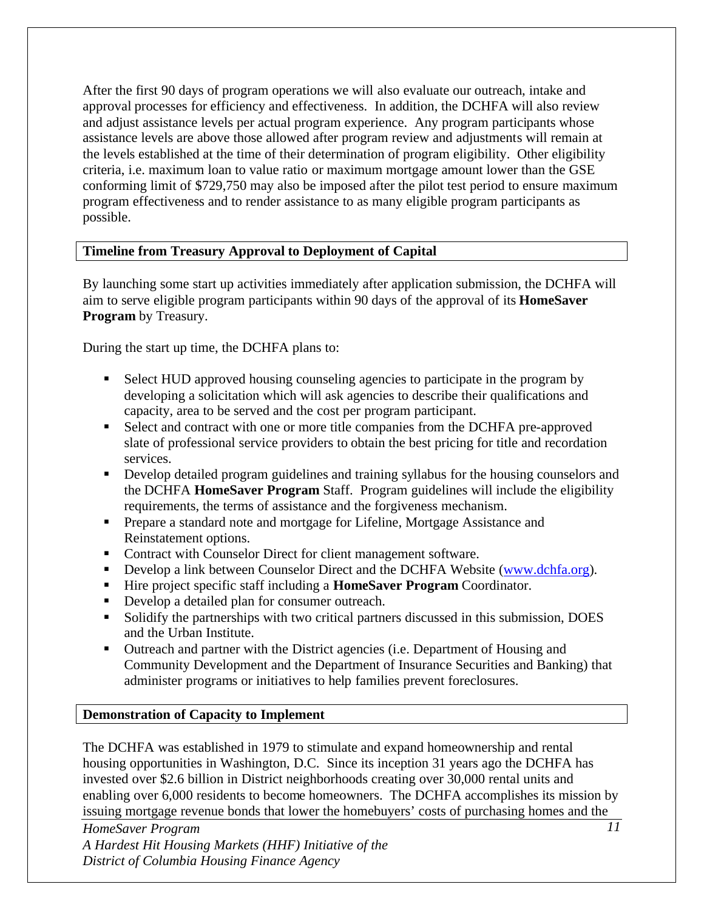After the first 90 days of program operations we will also evaluate our outreach, intake and approval processes for efficiency and effectiveness. In addition, the DCHFA will also review and adjust assistance levels per actual program experience. Any program participants whose assistance levels are above those allowed after program review and adjustments will remain at the levels established at the time of their determination of program eligibility. Other eligibility criteria, i.e. maximum loan to value ratio or maximum mortgage amount lower than the GSE conforming limit of $729,750 may also be imposed after the pilot test period to ensure maximum program effectiveness and to render assistance to as many eligible program participants as possible.

## Timeline from Treasury Approval to Deployment of Capital

By launching some start up activities immediately after application submission, the DCHFA will aim to serve eligible program participants within 90 days of the approval of its **HomeSaver Program** by Treasury.

During the start up time, the DCHFA plans to:

- Select HUD approved housing counseling agencies to participate in the program by developing a solicitation which will ask agencies to describe their qualifications and capacity, area to be served and the cost per program participant.
- Select and contract with one or more title companies from the DCHFA pre-approved slate of professional service providers to obtain the best pricing for title and recordation services.
- Develop detailed program guidelines and training syllabus for the housing counselors and the DCHFA **HomeSaver Program** Staff. Program guidelines will include the eligibility requirements, the terms of assistance and the forgiveness mechanism.
- Prepare a standard note and mortgage for Lifeline, Mortgage Assistance and Reinstatement options.
- Contract with Counselor Direct for client management software.
- Develop a link between Counselor Direct and the DCHFA Website (www.dchfa.org).
- Hire project specific staff including a **HomeSaver Program** Coordinator.
- Develop a detailed plan for consumer outreach.
- Solidify the partnerships with two critical partners discussed in this submission, DOES and the Urban Institute.
- Outreach and partner with the District agencies (i.e. Department of Housing and Community Development and the Department of Insurance Securities and Banking) that administer programs or initiatives to help families prevent foreclosures.

## Demonstration of Capacity to Implement

The DCHFA was established in 1979 to stimulate and expand homeownership and rental housing opportunities in Washington, D.C. Since its inception 31 years ago the DCHFA has invested over $2.6 billion in District neighborhoods creating over 30,000 rental units and enabling over 6,000 residents to become homeowners. The DCHFA accomplishes its mission by issuing mortgage revenue bonds that lower the homebuyers' costs of purchasing homes and the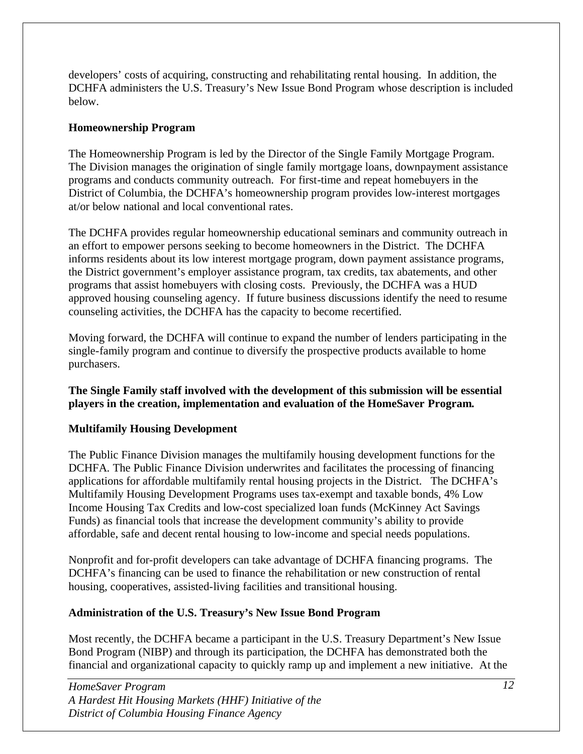developers' costs of acquiring, constructing and rehabilitating rental housing. In addition, the DCHFA administers the U.S. Treasury's New Issue Bond Program whose description is included below.

**Homeownership Program**

The Homeownership Program is led by the Director of the Single Family Mortgage Program. The Division manages the origination of single family mortgage loans, downpayment assistance programs and conducts community outreach. For first-time and repeat homebuyers in the District of Columbia, the DCHFA's homeownership program provides low-interest mortgages at/or below national and local conventional rates.

The DCHFA provides regular homeownership educational seminars and community outreach in an effort to empower persons seeking to become homeowners in the District. The DCHFA informs residents about its low interest mortgage program, down payment assistance programs, the District government's employer assistance program, tax credits, tax abatements, and other programs that assist homebuyers with closing costs. Previously, the DCHFA was a HUD approved housing counseling agency. If future business discussions identify the need to resume counseling activities, the DCHFA has the capacity to become recertified.

Moving forward, the DCHFA will continue to expand the number of lenders participating in the single-family program and continue to diversify the prospective products available to home purchasers.

**The Single Family staff involved with the development of this submission will be essential players in the creation, implementation and evaluation of the HomeSaver Program.**

**Multifamily Housing Development**

The Public Finance Division manages the multifamily housing development functions for the DCHFA. The Public Finance Division underwrites and facilitates the processing of financing applications for affordable multifamily rental housing projects in the District. The DCHFA's Multifamily Housing Development Programs uses tax-exempt and taxable bonds, 4% Low Income Housing Tax Credits and low-cost specialized loan funds (McKinney Act Savings Funds) as financial tools that increase the development community's ability to provide affordable, safe and decent rental housing to low-income and special needs populations.

Nonprofit and for-profit developers can take advantage of DCHFA financing programs. The DCHFA's financing can be used to finance the rehabilitation or new construction of rental housing, cooperatives, assisted-living facilities and transitional housing.

**Administration of the U.S. Treasury's New Issue Bond Program**

Most recently, the DCHFA became a participant in the U.S. Treasury Department's New Issue Bond Program (NIBP) and through its participation, the DCHFA has demonstrated both the financial and organizational capacity to quickly ramp up and implement a new initiative. At the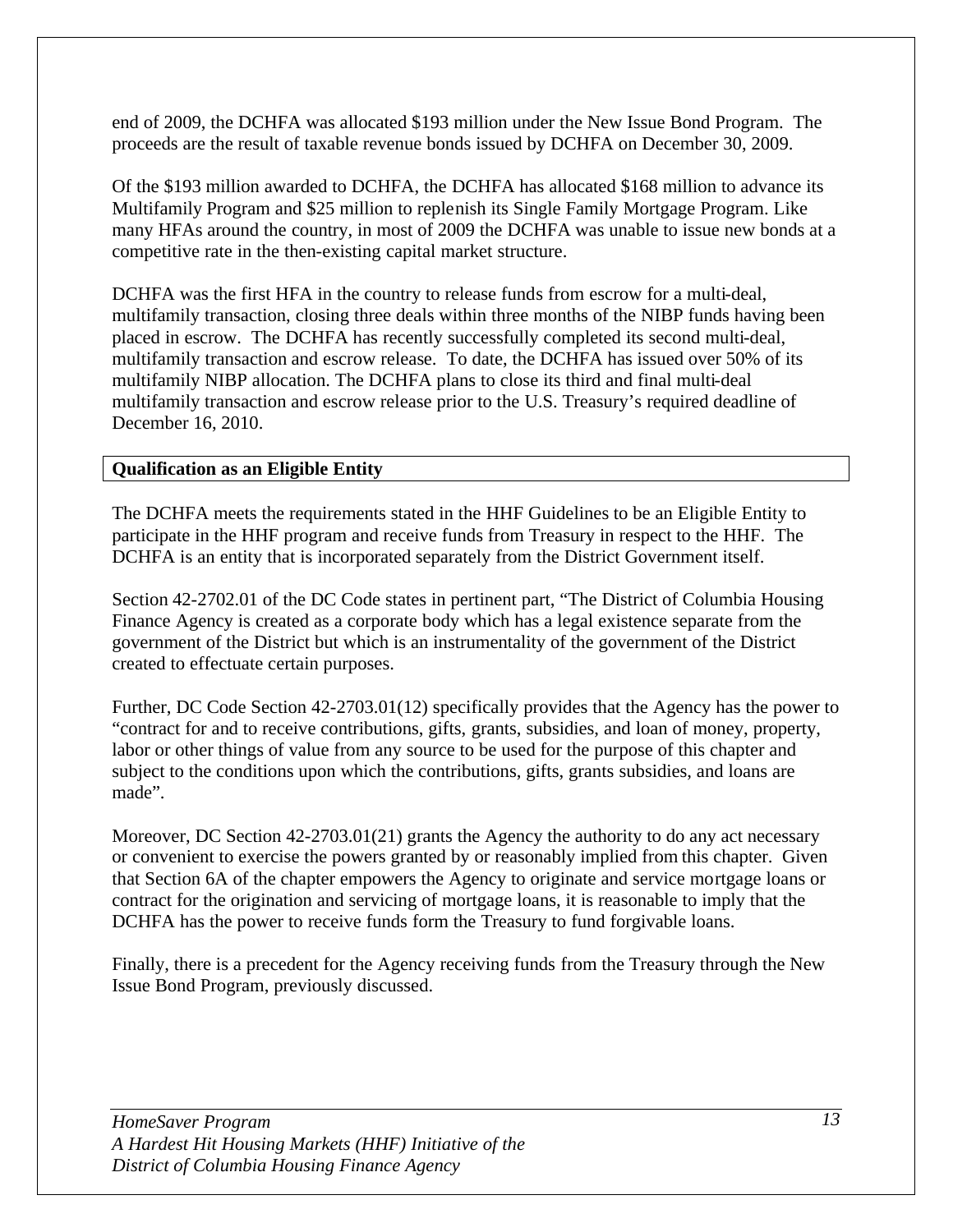end of 2009, the DCHFA was allocated $193 million under the New Issue Bond Program. The proceeds are the result of taxable revenue bonds issued by DCHFA on December 30, 2009.

Of the $193 million awarded to DCHFA, the DCHFA has allocated $168 million to advance its Multifamily Program and $25 million to replenish its Single Family Mortgage Program. Like many HFAs around the country, in most of 2009 the DCHFA was unable to issue new bonds at a competitive rate in the then-existing capital market structure.

DCHFA was the first HFA in the country to release funds from escrow for a multi-deal, multifamily transaction, closing three deals within three months of the NIBP funds having been placed in escrow. The DCHFA has recently successfully completed its second multi-deal, multifamily transaction and escrow release. To date, the DCHFA has issued over 50% of its multifamily NIBP allocation. The DCHFA plans to close its third and final multi-deal multifamily transaction and escrow release prior to the U.S. Treasury's required deadline of December 16, 2010.

**Qualification as an Eligible Entity**

The DCHFA meets the requirements stated in the HHF Guidelines to be an Eligible Entity to participate in the HHF program and receive funds from Treasury in respect to the HHF. The DCHFA is an entity that is incorporated separately from the District Government itself.

Section 42-2702.01 of the DC Code states in pertinent part, "The District of Columbia Housing Finance Agency is created as a corporate body which has a legal existence separate from the government of the District but which is an instrumentality of the government of the District created to effectuate certain purposes.

Further, DC Code Section 42-2703.01(12) specifically provides that the Agency has the power to "contract for and to receive contributions, gifts, grants, subsidies, and loan of money, property, labor or other things of value from any source to be used for the purpose of this chapter and subject to the conditions upon which the contributions, gifts, grants subsidies, and loans are made".

Moreover, DC Section 42-2703.01(21) grants the Agency the authority to do any act necessary or convenient to exercise the powers granted by or reasonably implied from this chapter. Given that Section 6A of the chapter empowers the Agency to originate and service mortgage loans or contract for the origination and servicing of mortgage loans, it is reasonable to imply that the DCHFA has the power to receive funds form the Treasury to fund forgivable loans.

Finally, there is a precedent for the Agency receiving funds from the Treasury through the New Issue Bond Program, previously discussed.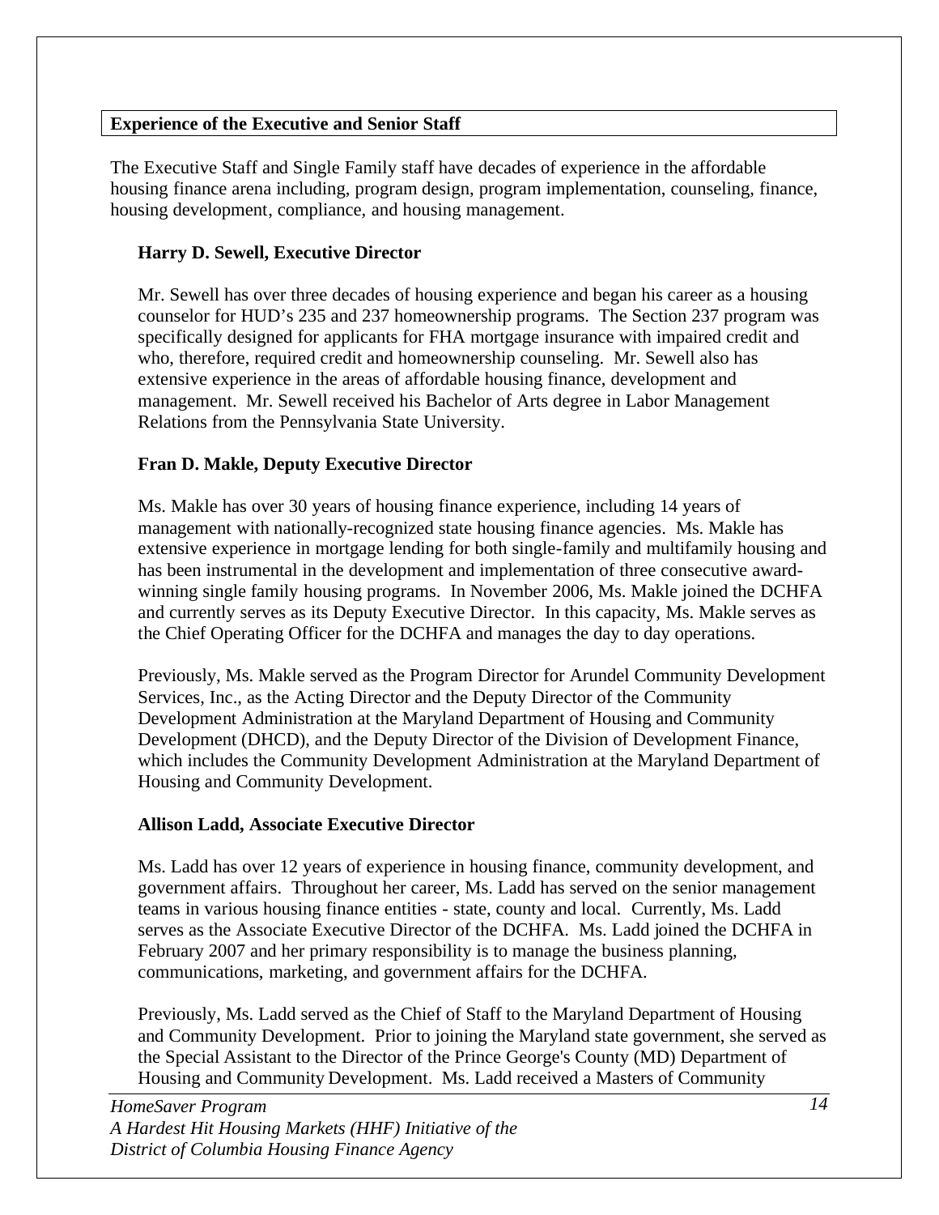## Experience of the Executive and Senior Staff

The Executive Staff and Single Family staff have decades of experience in the affordable housing finance arena including, program design, program implementation, counseling, finance, housing development, compliance, and housing management.

### Harry D. Sewell, Executive Director

Mr. Sewell has over three decades of housing experience and began his career as a housing counselor for HUD's 235 and 237 homeownership programs. The Section 237 program was specifically designed for applicants for FHA mortgage insurance with impaired credit and who, therefore, required credit and homeownership counseling. Mr. Sewell also has extensive experience in the areas of affordable housing finance, development and management. Mr. Sewell received his Bachelor of Arts degree in Labor Management Relations from the Pennsylvania State University.

### Fran D. Makle, Deputy Executive Director

Ms. Makle has over 30 years of housing finance experience, including 14 years of management with nationally-recognized state housing finance agencies. Ms. Makle has extensive experience in mortgage lending for both single-family and multifamily housing and has been instrumental in the development and implementation of three consecutive award-winning single family housing programs. In November 2006, Ms. Makle joined the DCHFA and currently serves as its Deputy Executive Director. In this capacity, Ms. Makle serves as the Chief Operating Officer for the DCHFA and manages the day to day operations.

Previously, Ms. Makle served as the Program Director for Arundel Community Development Services, Inc., as the Acting Director and the Deputy Director of the Community Development Administration at the Maryland Department of Housing and Community Development (DHCD), and the Deputy Director of the Division of Development Finance, which includes the Community Development Administration at the Maryland Department of Housing and Community Development.

### Allison Ladd, Associate Executive Director

Ms. Ladd has over 12 years of experience in housing finance, community development, and government affairs. Throughout her career, Ms. Ladd has served on the senior management teams in various housing finance entities - state, county and local. Currently, Ms. Ladd serves as the Associate Executive Director of the DCHFA. Ms. Ladd joined the DCHFA in February 2007 and her primary responsibility is to manage the business planning, communications, marketing, and government affairs for the DCHFA.

Previously, Ms. Ladd served as the Chief of Staff to the Maryland Department of Housing and Community Development. Prior to joining the Maryland state government, she served as the Special Assistant to the Director of the Prince George's County (MD) Department of Housing and Community Development. Ms. Ladd received a Masters of Community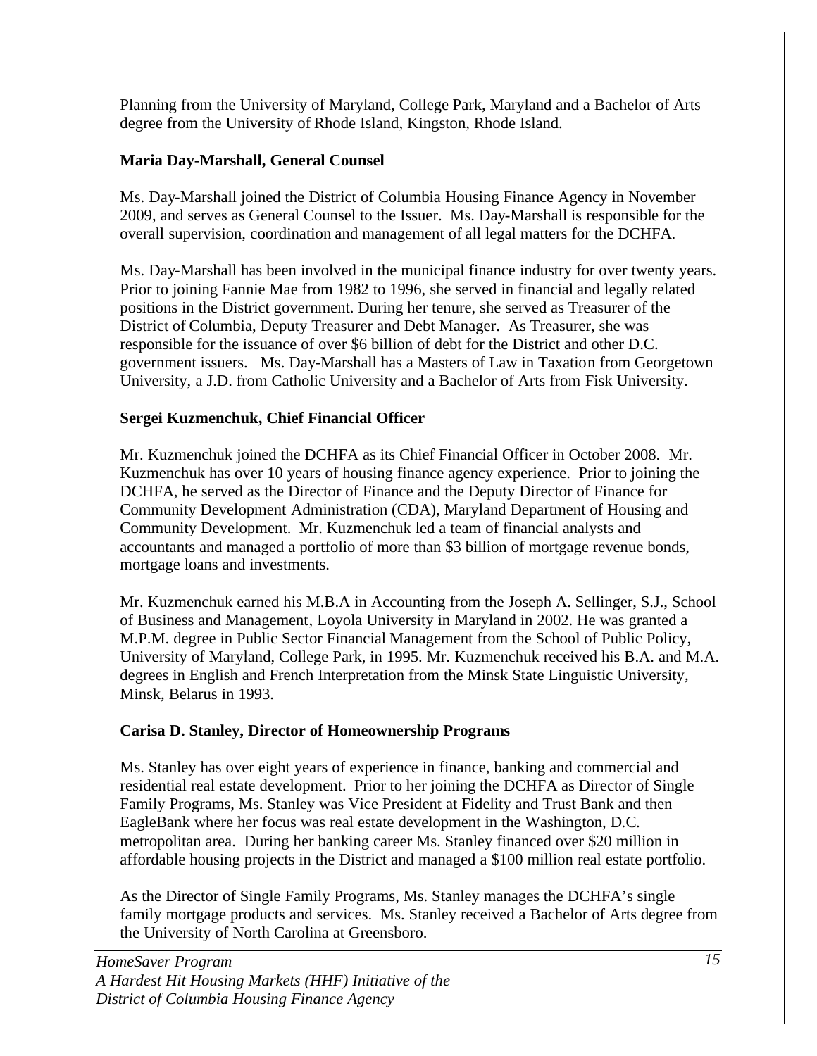Planning from the University of Maryland, College Park, Maryland and a Bachelor of Arts degree from the University of Rhode Island, Kingston, Rhode Island.

**Maria Day-Marshall, General Counsel**

Ms. Day-Marshall joined the District of Columbia Housing Finance Agency in November 2009, and serves as General Counsel to the Issuer. Ms. Day-Marshall is responsible for the overall supervision, coordination and management of all legal matters for the DCHFA.

Ms. Day-Marshall has been involved in the municipal finance industry for over twenty years. Prior to joining Fannie Mae from 1982 to 1996, she served in financial and legally related positions in the District government. During her tenure, she served as Treasurer of the District of Columbia, Deputy Treasurer and Debt Manager. As Treasurer, she was responsible for the issuance of over $6 billion of debt for the District and other D.C. government issuers. Ms. Day-Marshall has a Masters of Law in Taxation from Georgetown University, a J.D. from Catholic University and a Bachelor of Arts from Fisk University.

**Sergei Kuzmenchuk, Chief Financial Officer**

Mr. Kuzmenchuk joined the DCHFA as its Chief Financial Officer in October 2008. Mr. Kuzmenchuk has over 10 years of housing finance agency experience. Prior to joining the DCHFA, he served as the Director of Finance and the Deputy Director of Finance for Community Development Administration (CDA), Maryland Department of Housing and Community Development. Mr. Kuzmenchuk led a team of financial analysts and accountants and managed a portfolio of more than $3 billion of mortgage revenue bonds, mortgage loans and investments.

Mr. Kuzmenchuk earned his M.B.A in Accounting from the Joseph A. Sellinger, S.J., School of Business and Management, Loyola University in Maryland in 2002. He was granted a M.P.M. degree in Public Sector Financial Management from the School of Public Policy, University of Maryland, College Park, in 1995. Mr. Kuzmenchuk received his B.A. and M.A. degrees in English and French Interpretation from the Minsk State Linguistic University, Minsk, Belarus in 1993.

**Carisa D. Stanley, Director of Homeownership Programs**

Ms. Stanley has over eight years of experience in finance, banking and commercial and residential real estate development. Prior to her joining the DCHFA as Director of Single Family Programs, Ms. Stanley was Vice President at Fidelity and Trust Bank and then EagleBank where her focus was real estate development in the Washington, D.C. metropolitan area. During her banking career Ms. Stanley financed over $20 million in affordable housing projects in the District and managed a $100 million real estate portfolio.

As the Director of Single Family Programs, Ms. Stanley manages the DCHFA's single family mortgage products and services. Ms. Stanley received a Bachelor of Arts degree from the University of North Carolina at Greensboro.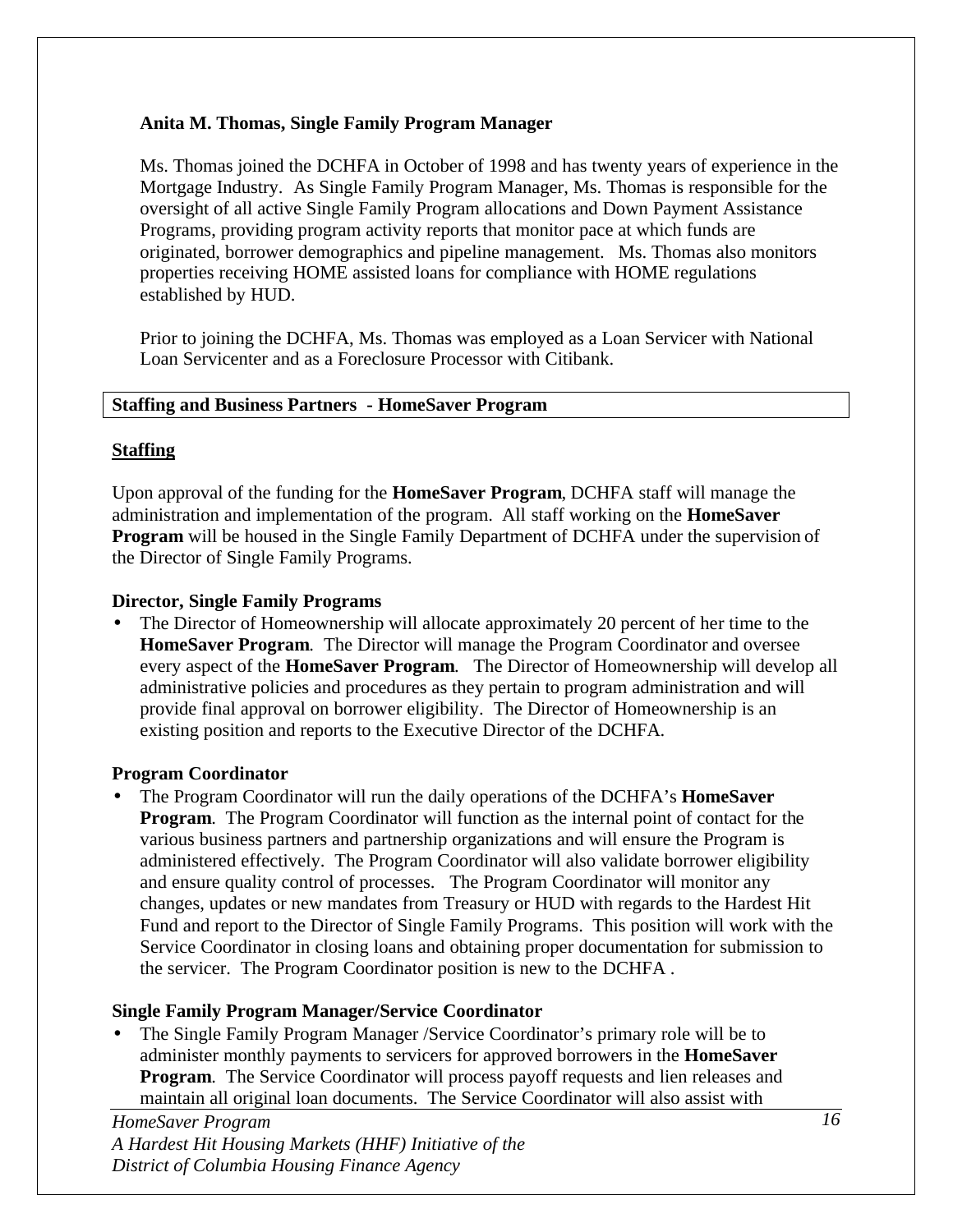**Anita M. Thomas, Single Family Program Manager**

Ms. Thomas joined the DCHFA in October of 1998 and has twenty years of experience in the Mortgage Industry. As Single Family Program Manager, Ms. Thomas is responsible for the oversight of all active Single Family Program allocations and Down Payment Assistance Programs, providing program activity reports that monitor pace at which funds are originated, borrower demographics and pipeline management. Ms. Thomas also monitors properties receiving HOME assisted loans for compliance with HOME regulations established by HUD.

Prior to joining the DCHFA, Ms. Thomas was employed as a Loan Servicer with National Loan Servicenter and as a Foreclosure Processor with Citibank.

## Staffing and Business Partners - HomeSaver Program

### Staffing

Upon approval of the funding for the **HomeSaver Program**, DCHFA staff will manage the administration and implementation of the program. All staff working on the **HomeSaver Program** will be housed in the Single Family Department of DCHFA under the supervision of the Director of Single Family Programs.

**Director, Single Family Programs**

- The Director of Homeownership will allocate approximately 20 percent of her time to the **HomeSaver Program**. The Director will manage the Program Coordinator and oversee every aspect of the **HomeSaver Program**. The Director of Homeownership will develop all administrative policies and procedures as they pertain to program administration and will provide final approval on borrower eligibility. The Director of Homeownership is an existing position and reports to the Executive Director of the DCHFA.

**Program Coordinator**

- The Program Coordinator will run the daily operations of the DCHFA's **HomeSaver Program**. The Program Coordinator will function as the internal point of contact for the various business partners and partnership organizations and will ensure the Program is administered effectively. The Program Coordinator will also validate borrower eligibility and ensure quality control of processes. The Program Coordinator will monitor any changes, updates or new mandates from Treasury or HUD with regards to the Hardest Hit Fund and report to the Director of Single Family Programs. This position will work with the Service Coordinator in closing loans and obtaining proper documentation for submission to the servicer. The Program Coordinator position is new to the DCHFA .

**Single Family Program Manager/Service Coordinator**

- The Single Family Program Manager /Service Coordinator's primary role will be to administer monthly payments to servicers for approved borrowers in the **HomeSaver Program**. The Service Coordinator will process payoff requests and lien releases and maintain all original loan documents. The Service Coordinator will also assist with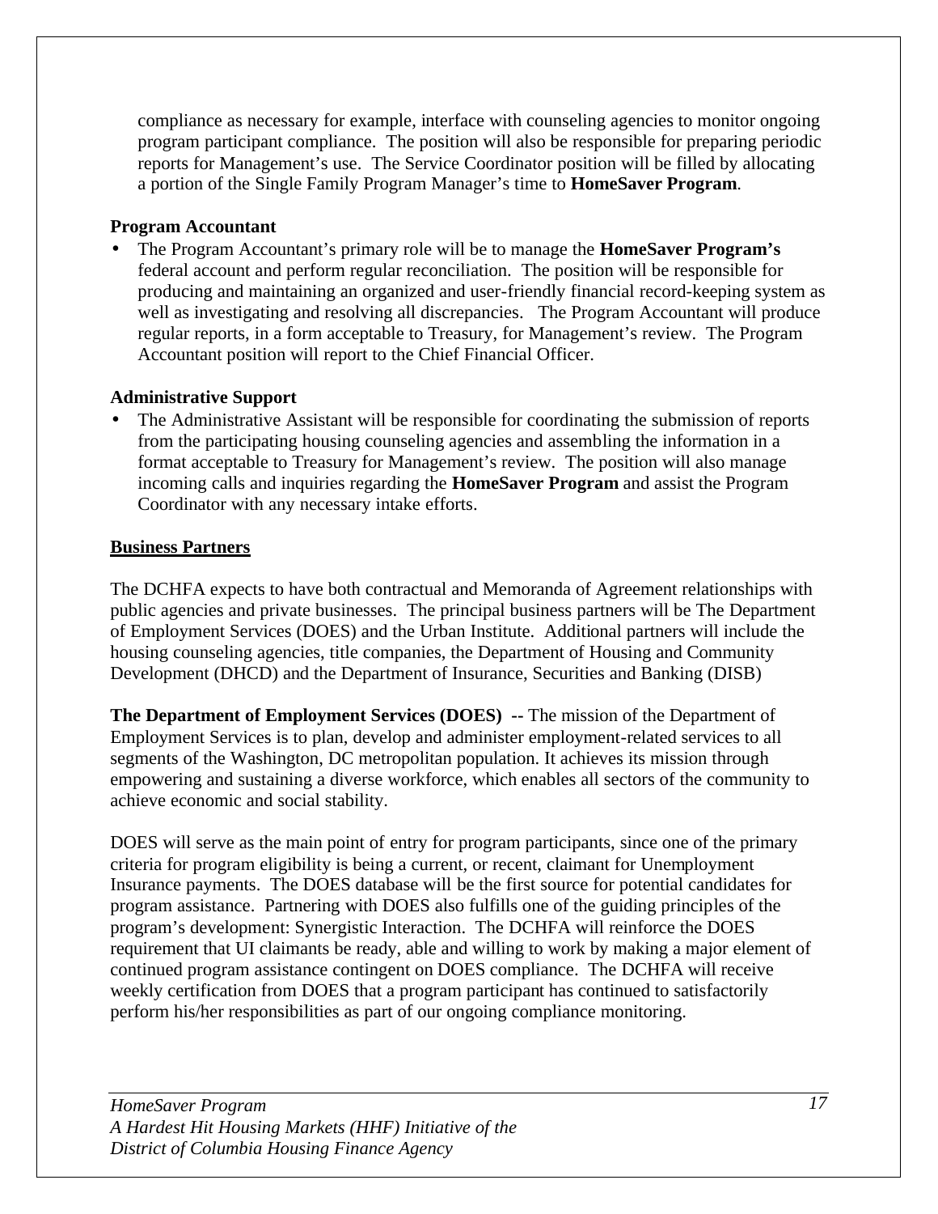compliance as necessary for example, interface with counseling agencies to monitor ongoing program participant compliance. The position will also be responsible for preparing periodic reports for Management's use. The Service Coordinator position will be filled by allocating a portion of the Single Family Program Manager's time to **HomeSaver Program**.

**Program Accountant**

- The Program Accountant's primary role will be to manage the **HomeSaver Program's** federal account and perform regular reconciliation. The position will be responsible for producing and maintaining an organized and user-friendly financial record-keeping system as well as investigating and resolving all discrepancies. The Program Accountant will produce regular reports, in a form acceptable to Treasury, for Management's review. The Program Accountant position will report to the Chief Financial Officer.

**Administrative Support**

- The Administrative Assistant will be responsible for coordinating the submission of reports from the participating housing counseling agencies and assembling the information in a format acceptable to Treasury for Management's review. The position will also manage incoming calls and inquiries regarding the **HomeSaver Program** and assist the Program Coordinator with any necessary intake efforts.

**Business Partners**

The DCHFA expects to have both contractual and Memoranda of Agreement relationships with public agencies and private businesses. The principal business partners will be The Department of Employment Services (DOES) and the Urban Institute. Additional partners will include the housing counseling agencies, title companies, the Department of Housing and Community Development (DHCD) and the Department of Insurance, Securities and Banking (DISB)

**The Department of Employment Services (DOES) --** The mission of the Department of Employment Services is to plan, develop and administer employment-related services to all segments of the Washington, DC metropolitan population. It achieves its mission through empowering and sustaining a diverse workforce, which enables all sectors of the community to achieve economic and social stability.

DOES will serve as the main point of entry for program participants, since one of the primary criteria for program eligibility is being a current, or recent, claimant for Unemployment Insurance payments. The DOES database will be the first source for potential candidates for program assistance. Partnering with DOES also fulfills one of the guiding principles of the program's development: Synergistic Interaction. The DCHFA will reinforce the DOES requirement that UI claimants be ready, able and willing to work by making a major element of continued program assistance contingent on DOES compliance. The DCHFA will receive weekly certification from DOES that a program participant has continued to satisfactorily perform his/her responsibilities as part of our ongoing compliance monitoring.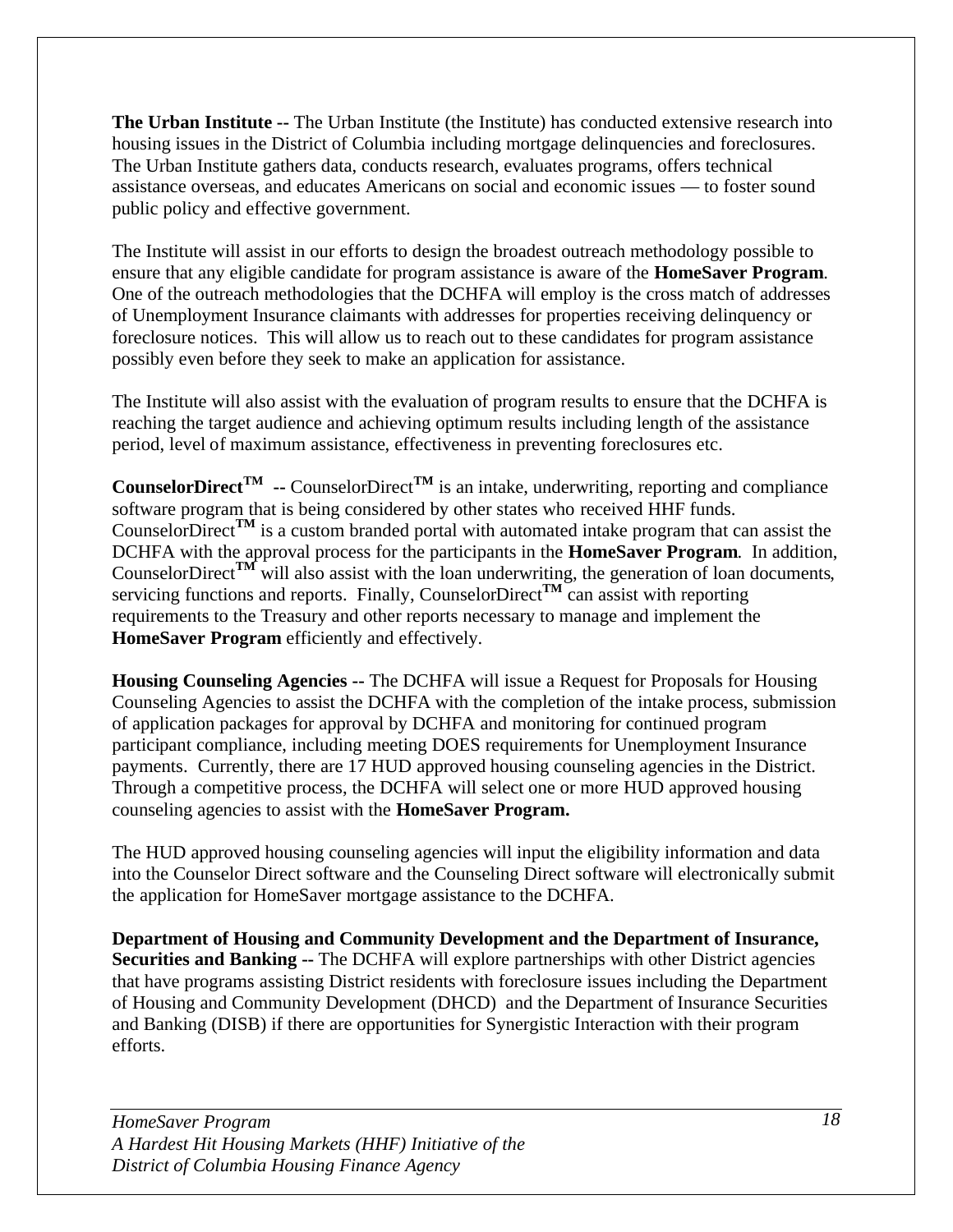**The Urban Institute --** The Urban Institute (the Institute) has conducted extensive research into housing issues in the District of Columbia including mortgage delinquencies and foreclosures. The Urban Institute gathers data, conducts research, evaluates programs, offers technical assistance overseas, and educates Americans on social and economic issues — to foster sound public policy and effective government.

The Institute will assist in our efforts to design the broadest outreach methodology possible to ensure that any eligible candidate for program assistance is aware of the **HomeSaver Program**. One of the outreach methodologies that the DCHFA will employ is the cross match of addresses of Unemployment Insurance claimants with addresses for properties receiving delinquency or foreclosure notices. This will allow us to reach out to these candidates for program assistance possibly even before they seek to make an application for assistance.

The Institute will also assist with the evaluation of program results to ensure that the DCHFA is reaching the target audience and achieving optimum results including length of the assistance period, level of maximum assistance, effectiveness in preventing foreclosures etc.

**CounselorDirect™ --** CounselorDirect™ is an intake, underwriting, reporting and compliance software program that is being considered by other states who received HHF funds. CounselorDirect™ is a custom branded portal with automated intake program that can assist the DCHFA with the approval process for the participants in the **HomeSaver Program**. In addition, CounselorDirect™ will also assist with the loan underwriting, the generation of loan documents, servicing functions and reports. Finally, CounselorDirect™ can assist with reporting requirements to the Treasury and other reports necessary to manage and implement the **HomeSaver Program** efficiently and effectively.

**Housing Counseling Agencies --** The DCHFA will issue a Request for Proposals for Housing Counseling Agencies to assist the DCHFA with the completion of the intake process, submission of application packages for approval by DCHFA and monitoring for continued program participant compliance, including meeting DOES requirements for Unemployment Insurance payments. Currently, there are 17 HUD approved housing counseling agencies in the District. Through a competitive process, the DCHFA will select one or more HUD approved housing counseling agencies to assist with the **HomeSaver Program.**

The HUD approved housing counseling agencies will input the eligibility information and data into the Counselor Direct software and the Counseling Direct software will electronically submit the application for HomeSaver mortgage assistance to the DCHFA.

**Department of Housing and Community Development and the Department of Insurance, Securities and Banking --** The DCHFA will explore partnerships with other District agencies that have programs assisting District residents with foreclosure issues including the Department of Housing and Community Development (DHCD) and the Department of Insurance Securities and Banking (DISB) if there are opportunities for Synergistic Interaction with their program efforts.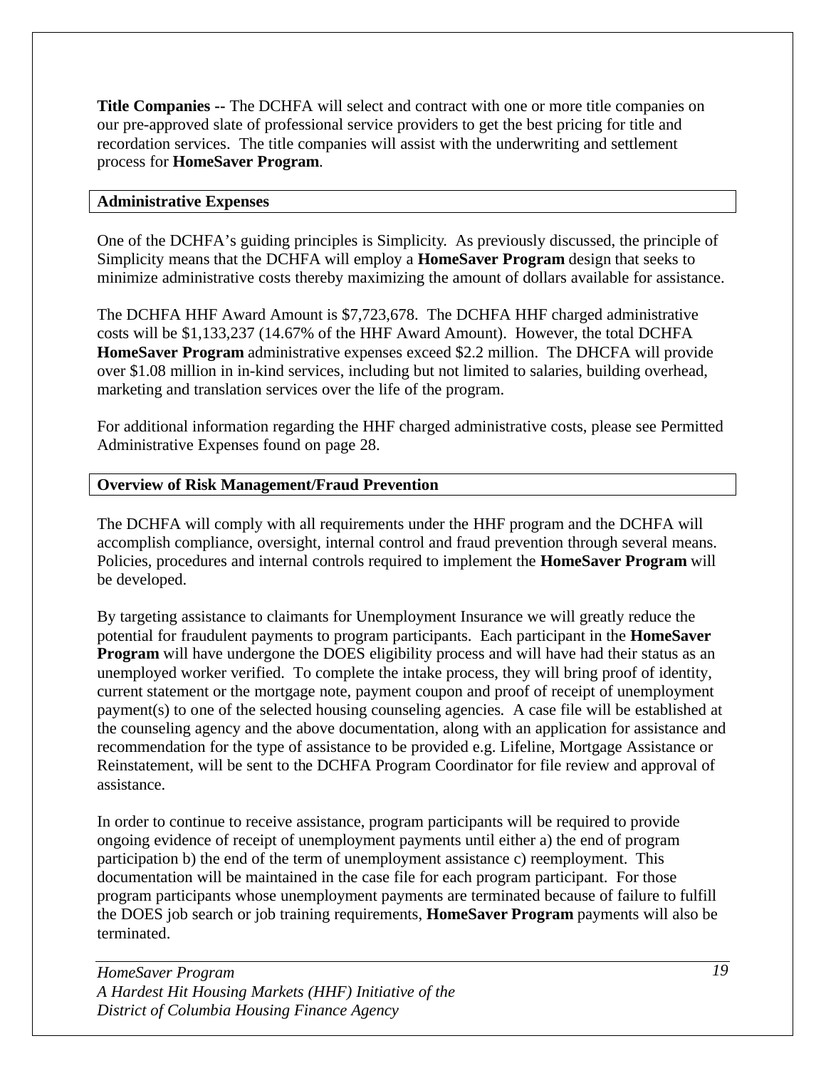**Title Companies --** The DCHFA will select and contract with one or more title companies on our pre-approved slate of professional service providers to get the best pricing for title and recordation services. The title companies will assist with the underwriting and settlement process for **HomeSaver Program**.

## Administrative Expenses

One of the DCHFA's guiding principles is Simplicity. As previously discussed, the principle of Simplicity means that the DCHFA will employ a **HomeSaver Program** design that seeks to minimize administrative costs thereby maximizing the amount of dollars available for assistance.

The DCHFA HHF Award Amount is $7,723,678. The DCHFA HHF charged administrative costs will be $1,133,237 (14.67% of the HHF Award Amount). However, the total DCHFA **HomeSaver Program** administrative expenses exceed $2.2 million. The DHCFA will provide over $1.08 million in in-kind services, including but not limited to salaries, building overhead, marketing and translation services over the life of the program.

For additional information regarding the HHF charged administrative costs, please see Permitted Administrative Expenses found on page 28.

## Overview of Risk Management/Fraud Prevention

The DCHFA will comply with all requirements under the HHF program and the DCHFA will accomplish compliance, oversight, internal control and fraud prevention through several means. Policies, procedures and internal controls required to implement the **HomeSaver Program** will be developed.

By targeting assistance to claimants for Unemployment Insurance we will greatly reduce the potential for fraudulent payments to program participants. Each participant in the **HomeSaver Program** will have undergone the DOES eligibility process and will have had their status as an unemployed worker verified. To complete the intake process, they will bring proof of identity, current statement or the mortgage note, payment coupon and proof of receipt of unemployment payment(s) to one of the selected housing counseling agencies. A case file will be established at the counseling agency and the above documentation, along with an application for assistance and recommendation for the type of assistance to be provided e.g. Lifeline, Mortgage Assistance or Reinstatement, will be sent to the DCHFA Program Coordinator for file review and approval of assistance.

In order to continue to receive assistance, program participants will be required to provide ongoing evidence of receipt of unemployment payments until either a) the end of program participation b) the end of the term of unemployment assistance c) reemployment. This documentation will be maintained in the case file for each program participant. For those program participants whose unemployment payments are terminated because of failure to fulfill the DOES job search or job training requirements, **HomeSaver Program** payments will also be terminated.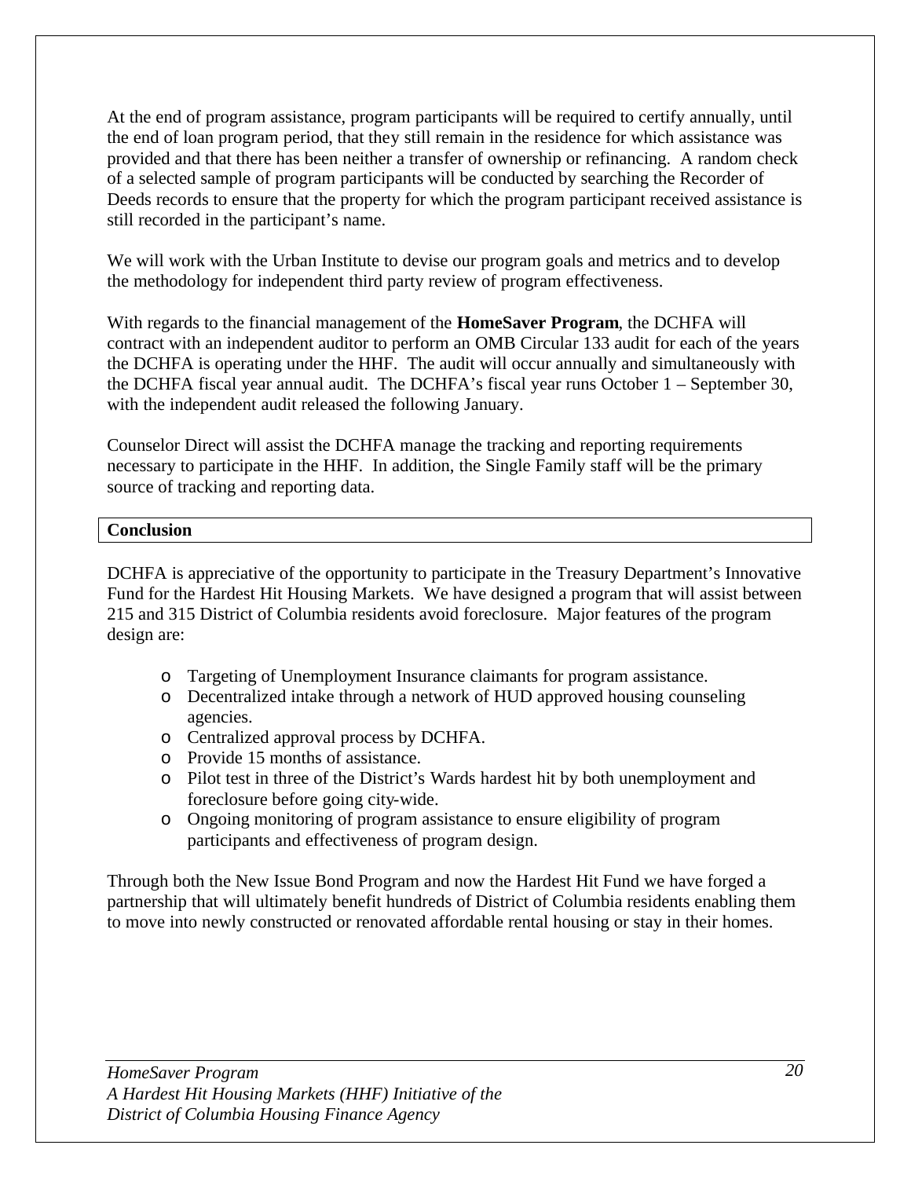At the end of program assistance, program participants will be required to certify annually, until the end of loan program period, that they still remain in the residence for which assistance was provided and that there has been neither a transfer of ownership or refinancing. A random check of a selected sample of program participants will be conducted by searching the Recorder of Deeds records to ensure that the property for which the program participant received assistance is still recorded in the participant's name.

We will work with the Urban Institute to devise our program goals and metrics and to develop the methodology for independent third party review of program effectiveness.

With regards to the financial management of the **HomeSaver Program**, the DCHFA will contract with an independent auditor to perform an OMB Circular 133 audit for each of the years the DCHFA is operating under the HHF. The audit will occur annually and simultaneously with the DCHFA fiscal year annual audit. The DCHFA's fiscal year runs October 1 – September 30, with the independent audit released the following January.

Counselor Direct will assist the DCHFA manage the tracking and reporting requirements necessary to participate in the HHF. In addition, the Single Family staff will be the primary source of tracking and reporting data.

## Conclusion

DCHFA is appreciative of the opportunity to participate in the Treasury Department's Innovative Fund for the Hardest Hit Housing Markets. We have designed a program that will assist between 215 and 315 District of Columbia residents avoid foreclosure. Major features of the program design are:

- Targeting of Unemployment Insurance claimants for program assistance.
- Decentralized intake through a network of HUD approved housing counseling agencies.
- Centralized approval process by DCHFA.
- Provide 15 months of assistance.
- Pilot test in three of the District's Wards hardest hit by both unemployment and foreclosure before going city-wide.
- Ongoing monitoring of program assistance to ensure eligibility of program participants and effectiveness of program design.

Through both the New Issue Bond Program and now the Hardest Hit Fund we have forged a partnership that will ultimately benefit hundreds of District of Columbia residents enabling them to move into newly constructed or renovated affordable rental housing or stay in their homes.